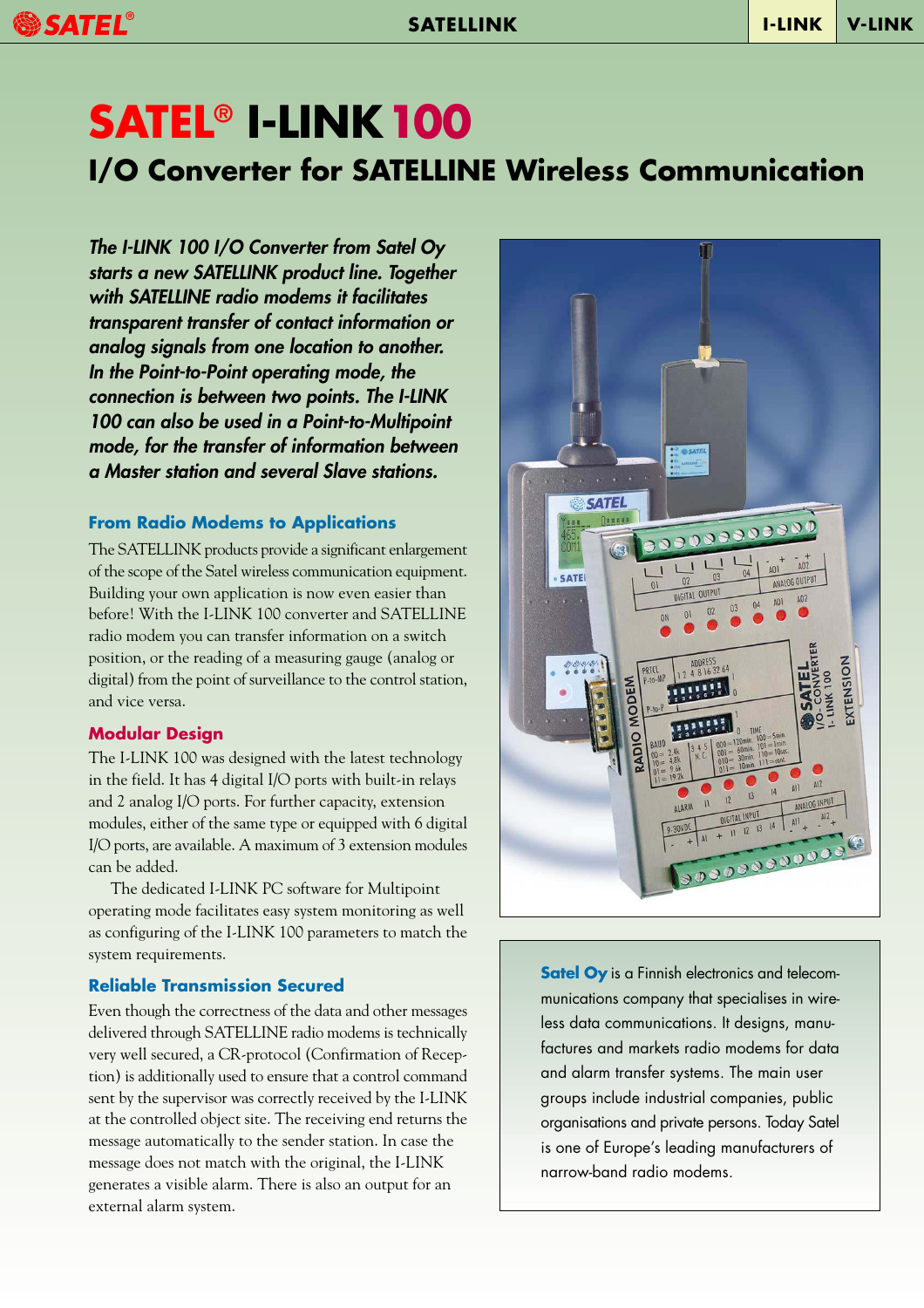# SATEL® I-LINK 100

## I/O Converter for SATELLINE Wireless Communication

*The I-LINK 100 I/O Converter from Satel Oy starts a new SATELLINK product line. Together with SATELLINE radio modems it facilitates transparent transfer of contact information or analog signals from one location to another. In the Point-to-Point operating mode, the connection is between two points. The I-LINK 100 can also be used in a Point-to-Multipoint mode, for the transfer of information between a Master station and several Slave stations.*

### From Radio Modems to Applications

The SATELLINK products provide a significant enlargement of the scope of the Satel wireless communication equipment. Building your own application is now even easier than before! With the I-LINK 100 converter and SATELLINE radio modem you can transfer information on a switch position, or the reading of a measuring gauge (analog or digital) from the point of surveillance to the control station, and vice versa.

### Modular Design

The I-LINK 100 was designed with the latest technology in the field. It has 4 digital I/O ports with built-in relays and 2 analog I/O ports. For further capacity, extension modules, either of the same type or equipped with 6 digital I/O ports, are available. A maximum of 3 extension modules can be added.

The dedicated I-LINK PC software for Multipoint operating mode facilitates easy system monitoring as well as configuring of the I-LINK 100 parameters to match the system requirements.

### Reliable Transmission Secured

Even though the correctness of the data and other messages delivered through SATELLINE radio modems is technically very well secured, a CR-protocol (Confirmation of Reception) is additionally used to ensure that a control command sent by the supervisor was correctly received by the I-LINK at the controlled object site. The receiving end returns the message automatically to the sender station. In case the message does not match with the original, the I-LINK generates a visible alarm. There is also an output for an external alarm system.

**Satel Oy** is a Finnish electronics and telecommunications company that specialises in wireless data communications. It designs, manufactures and markets radio modems for data and alarm transfer systems. The main user groups include industrial companies, public organisations and private persons. Today Satel is one of Europe's leading manufacturers of narrow-band radio modems.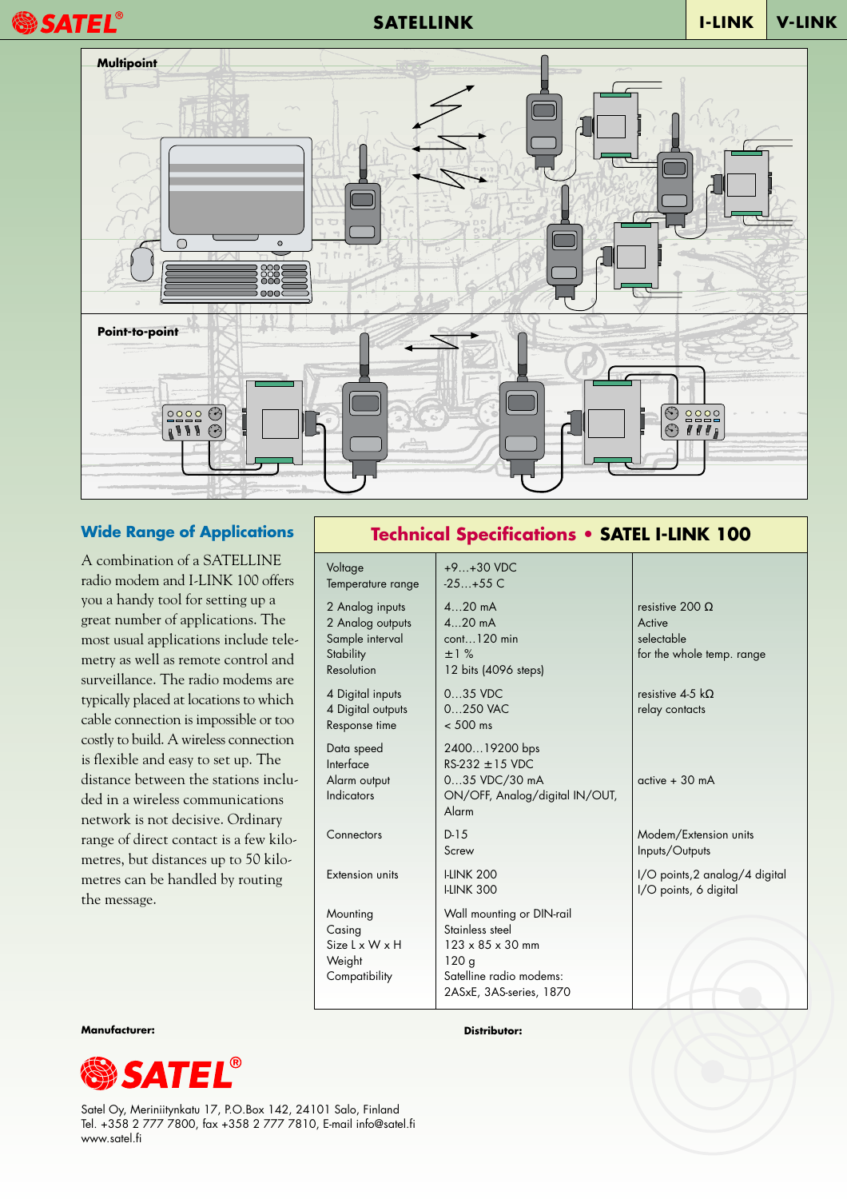**Multipoint**

**Point-to-point**

## Wide Range of Applications

A combination of a SATELLINE radio modem and I-LINK 100 offers you a handy tool for setting up a great number of applications. The most usual applications include telemetry as well as remote control and surveillance. The radio modems are typically placed at locations to which cable connection is impossible or too costly to build. A wireless connection is flexible and easy to set up. The distance between the stations included in a wireless communications network is not decisive. Ordinary range of direct contact is a few kilometres, but distances up to 50 kilometres can be handled by routing the message.

## Technical Specifications • SATEL I-LINK 100

| | | |
|---|---|---|
| Voltage | +9…+30 VDC | |
| Temperature range | -25…+55 C | |
| 2 Analog inputs | 4…20 mA | resistive 200 Ω |
| 2 Analog outputs | 4…20 mA | Active |
| Sample interval | cont…120 min | selectable |
| Stability | ±1 % | for the whole temp. range |
| Resolution | 12 bits (4096 steps) | |
| 4 Digital inputs | 0…35 VDC | resistive 4-5 kΩ |
| 4 Digital outputs | 0…250 VAC | relay contacts |
| Response time | < 500 ms | |
| Data speed | 2400…19200 bps | |
| Interface | RS-232 ±15 VDC | |
| Alarm output | 0…35 VDC/30 mA | active + 30 mA |
| Indicators | ON/OFF, Analog/digital IN/OUT, Alarm | |
| Connectors | D-15 | Modem/Extension units |
| | Screw | Inputs/Outputs |
| Extension units | I-LINK 200 | I/O points,2 analog/4 digital |
| | I-LINK 300 | I/O points, 6 digital |
| Mounting | Wall mounting or DIN-rail | |
| Casing | Stainless steel | |
| Size L x W x H | 123 x 85 x 30 mm | |
| Weight | 120 g | |
| Compatibility | Satelline radio modems: 2ASxE, 3AS-series, 1870 | |

**Manufacturer:**

**SATEL®**

Satel Oy, Meriniitynkatu 17, P.O.Box 142, 24101 Salo, Finland
Tel. +358 2 777 7800, fax +358 2 777 7810, E-mail info@satel.fi
www.satel.fi

**Distributor:**